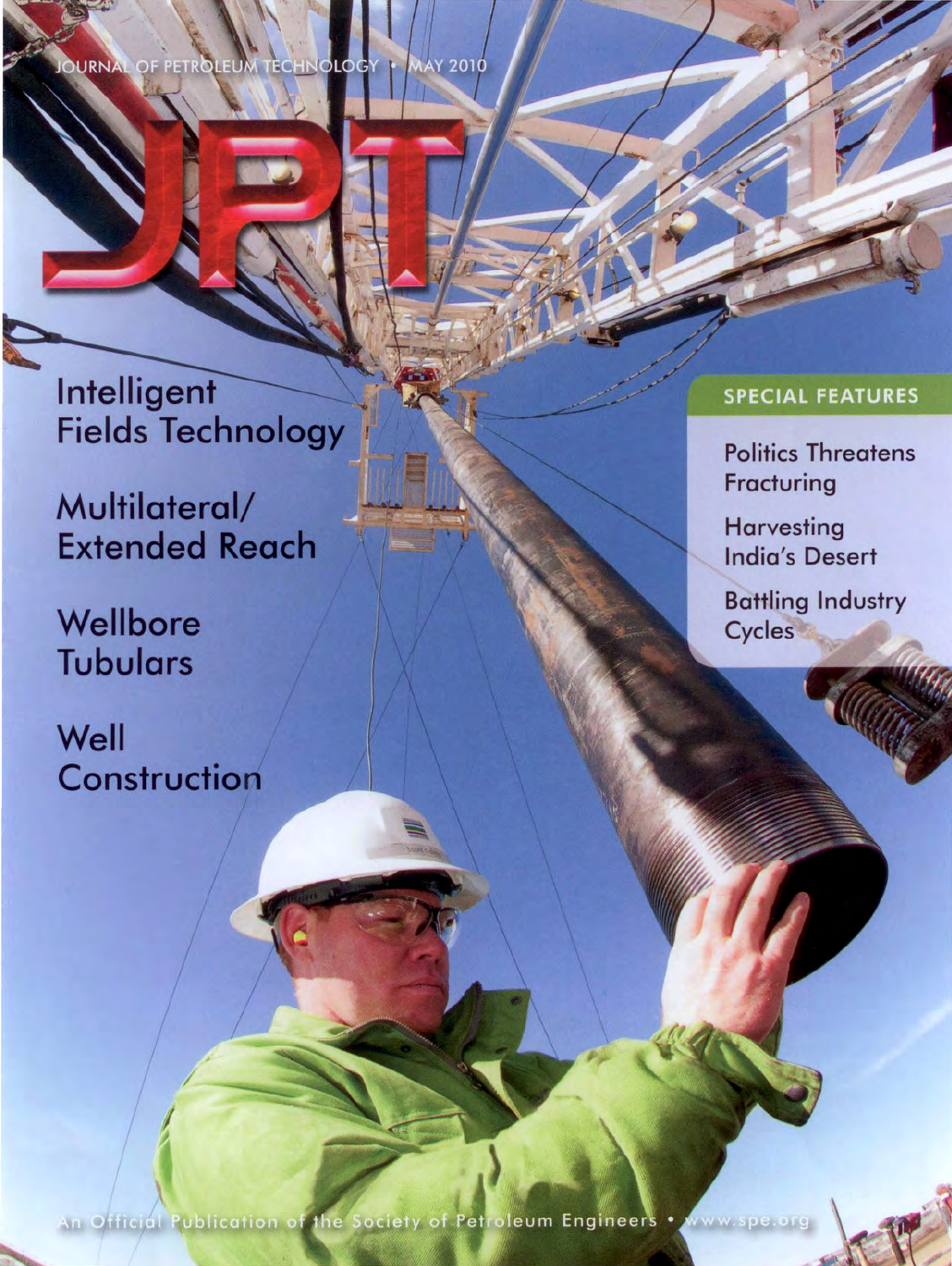JOURNAL OF PETROLEUM TECHNOLOGY • MAY 2010

# JPT

## Intelligent Fields Technology

## Multilateral/ Extended Reach

## Wellbore Tubulars

## Well Construction

### SPECIAL FEATURES

- Politics Threatens Fracturing
- Harvesting India's Desert
- Battling Industry Cycles

An Official Publication of the Society of Petroleum Engineers • www.spe.org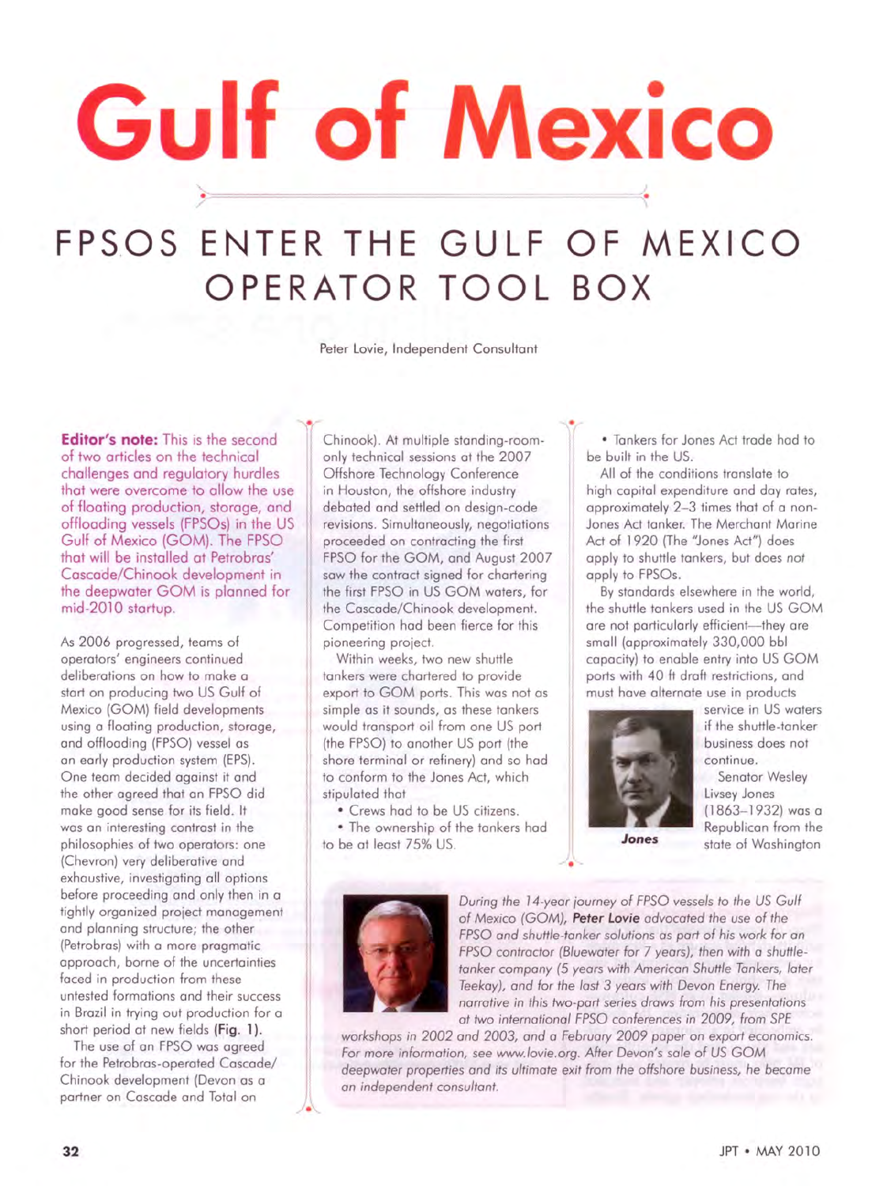# Gulf of Mexico

## FPSOS ENTER THE GULF OF MEXICO OPERATOR TOOL BOX

Peter Lovie, Independent Consultant

**Editor's note:** This is the second of two articles on the technical challenges and regulatory hurdles that were overcome to allow the use of floating production, storage, and offloading vessels (FPSOs) in the US Gulf of Mexico (GOM). The FPSO that will be installed at Petrobras' Cascade/Chinook development in the deepwater GOM is planned for mid-2010 startup.

As 2006 progressed, teams of operators' engineers continued deliberations on how to make a start on producing two US Gulf of Mexico (GOM) field developments using a floating production, storage, and offloading (FPSO) vessel as an early production system (EPS). One team decided against it and the other agreed that an FPSO did make good sense for its field. It was an interesting contrast in the philosophies of two operators: one (Chevron) very deliberative and exhaustive, investigating all options before proceeding and only then in a tightly organized project management and planning structure; the other (Petrobras) with a more pragmatic approach, borne of the uncertainties faced in production from these untested formations and their success in Brazil in trying out production for a short period at new fields (**Fig. 1**).

The use of an FPSO was agreed for the Petrobras-operated Cascade/Chinook development (Devon as a partner on Cascade and Total on Chinook). At multiple standing-room-only technical sessions at the 2007 Offshore Technology Conference in Houston, the offshore industry debated and settled on design-code revisions. Simultaneously, negotiations proceeded on contracting the first FPSO for the GOM, and August 2007 saw the contract signed for chartering the first FPSO in US GOM waters, for the Cascade/Chinook development. Competition had been fierce for this pioneering project.

Within weeks, two new shuttle tankers were chartered to provide export to GOM ports. This was not as simple as it sounds, as these tankers would transport oil from one US port (the FPSO) to another US port (the shore terminal or refinery) and so had to conform to the Jones Act, which stipulated that

- Crews had to be US citizens.
- The ownership of the tankers had to be at least 75% US.
- Tankers for Jones Act trade had to be built in the US.

All of the conditions translate to high capital expenditure and day rates, approximately 2–3 times that of a non-Jones Act tanker. The Merchant Marine Act of 1920 (The "Jones Act") does apply to shuttle tankers, but does *not* apply to FPSOs.

By standards elsewhere in the world, the shuttle tankers used in the US GOM are not particularly efficient—they are small (approximately 330,000 bbl capacity) to enable entry into US GOM ports with 40 ft draft restrictions, and must have alternate use in products service in US waters if the shuttle-tanker business does not continue.

**Jones**

Senator Wesley Livsey Jones (1863–1932) was a Republican from the state of Washington

*During the 14-year journey of FPSO vessels to the US Gulf of Mexico (GOM),* ***Peter Lovie*** *advocated the use of the FPSO and shuttle-tanker solutions as part of his work for an FPSO contractor (Bluewater for 7 years), then with a shuttle-tanker company (5 years with American Shuttle Tankers, later Teekay), and for the last 3 years with Devon Energy. The narrative in this two-part series draws from his presentations at two international FPSO conferences in 2009, from SPE workshops in 2002 and 2003, and a February 2009 paper on export economics. For more information, see www.lovie.org. After Devon's sale of US GOM deepwater properties and its ultimate exit from the offshore business, he became an independent consultant.*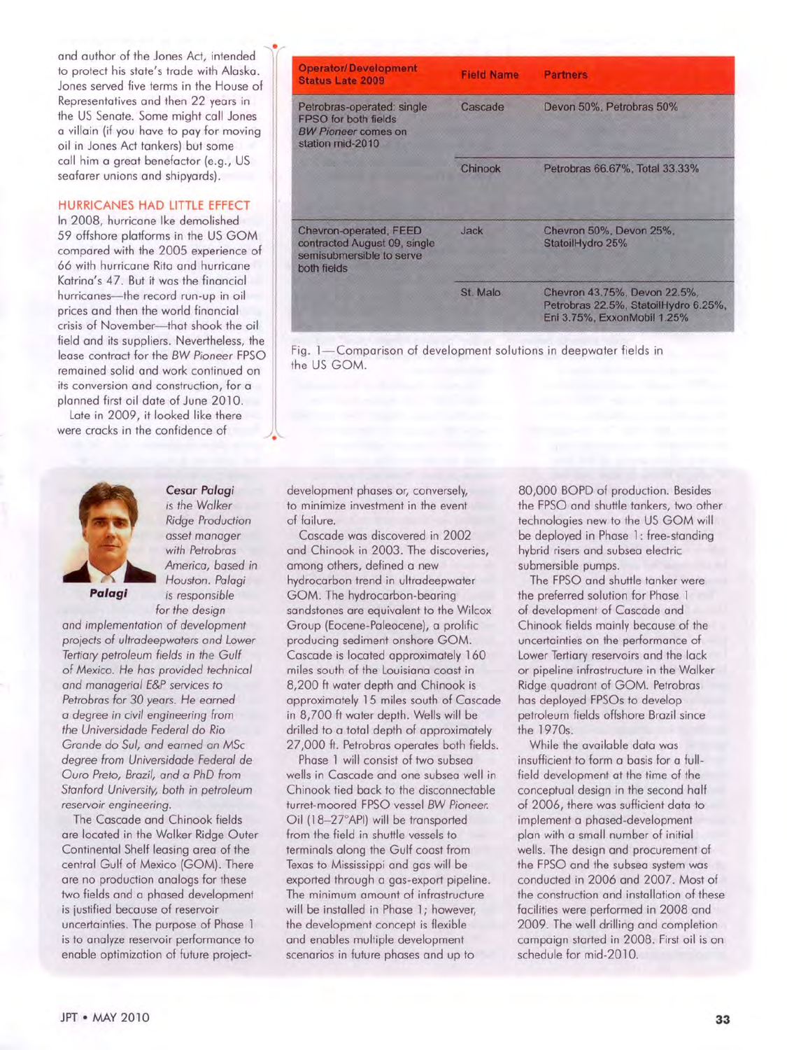and author of the Jones Act, intended to protect his state's trade with Alaska. Jones served five terms in the House of Representatives and then 22 years in the US Senate. Some might call Jones a villain (if you have to pay for moving oil in Jones Act tankers) but some call him a great benefactor (e.g., US seafarer unions and shipyards).

## HURRICANES HAD LITTLE EFFECT

In 2008, hurricane Ike demolished 59 offshore platforms in the US GOM compared with the 2005 experience of 66 with hurricane Rita and hurricane Katrina's 47. But it was the financial hurricanes—the record run-up in oil prices and then the world financial crisis of November—that shook the oil field and its suppliers. Nevertheless, the lease contract for the *BW Pioneer* FPSO remained solid and work continued on its conversion and construction, for a planned first oil date of June 2010.

Late in 2009, it looked like there were cracks in the confidence of

| Operator/Development Status Late 2009 | Field Name | Partners |
|---|---|---|
| Petrobras-operated: single FPSO for both fields *BW Pioneer* comes on station mid-2010 | Cascade | Devon 50%, Petrobras 50% |
| | Chinook | Petrobras 66.67%, Total 33.33% |
| Chevron-operated, FEED contracted August 09, single semisubmersible to serve both fields | Jack | Chevron 50%, Devon 25%, StatoilHydro 25% |
| | St. Malo | Chevron 43.75%, Devon 22.5%, Petrobras 22.5%, StatoilHydro 6.25%, Eni 3.75%, ExxonMobil 1.25% |

Fig. 1—Comparison of development solutions in deepwater fields in the US GOM.

**Palagi**

***Cesar Palagi*** *is the Walker Ridge Production asset manager with Petrobras America, based in Houston. Palagi is responsible for the design and implementation of development projects of ultradeepwaters and Lower Tertiary petroleum fields in the Gulf of Mexico. He has provided technical and managerial E&P services to Petrobras for 30 years. He earned a degree in civil engineering from the Universidade Federal do Rio Grande do Sul, and earned an MSc degree from Universidade Federal de Ouro Preto, Brazil, and a PhD from Stanford University, both in petroleum reservoir engineering.*

The Cascade and Chinook fields are located in the Walker Ridge Outer Continental Shelf leasing area of the central Gulf of Mexico (GOM). There are no production analogs for these two fields and a phased development is justified because of reservoir uncertainties. The purpose of Phase 1 is to analyze reservoir performance to enable optimization of future project-development phases or, conversely, to minimize investment in the event of failure.

Cascade was discovered in 2002 and Chinook in 2003. The discoveries, among others, defined a new hydrocarbon trend in ultradeepwater GOM. The hydrocarbon-bearing sandstones are equivalent to the Wilcox Group (Eocene-Paleocene), a prolific producing sediment onshore GOM. Cascade is located approximately 160 miles south of the Louisiana coast in 8,200 ft water depth and Chinook is approximately 15 miles south of Cascade in 8,700 ft water depth. Wells will be drilled to a total depth of approximately 27,000 ft. Petrobras operates both fields.

Phase 1 will consist of two subsea wells in Cascade and one subsea well in Chinook tied back to the disconnectable turret-moored FPSO vessel *BW Pioneer*. Oil (18–27°API) will be transported from the field in shuttle vessels to terminals along the Gulf coast from Texas to Mississippi and gas will be exported through a gas-export pipeline. The minimum amount of infrastructure will be installed in Phase 1; however, the development concept is flexible and enables multiple development scenarios in future phases and up to 80,000 BOPD of production. Besides the FPSO and shuttle tankers, two other technologies new to the US GOM will be deployed in Phase 1: free-standing hybrid risers and subsea electric submersible pumps.

The FPSO and shuttle tanker were the preferred solution for Phase 1 of development of Cascade and Chinook fields mainly because of the uncertainties on the performance of Lower Tertiary reservoirs and the lack or pipeline infrastructure in the Walker Ridge quadrant of GOM. Petrobras has deployed FPSOs to develop petroleum fields offshore Brazil since the 1970s.

While the available data was insufficient to form a basis for a full-field development at the time of the conceptual design in the second half of 2006, there was sufficient data to implement a phased-development plan with a small number of initial wells. The design and procurement of the FPSO and the subsea system was conducted in 2006 and 2007. Most of the construction and installation of these facilities were performed in 2008 and 2009. The well drilling and completion campaign started in 2008. First oil is on schedule for mid-2010.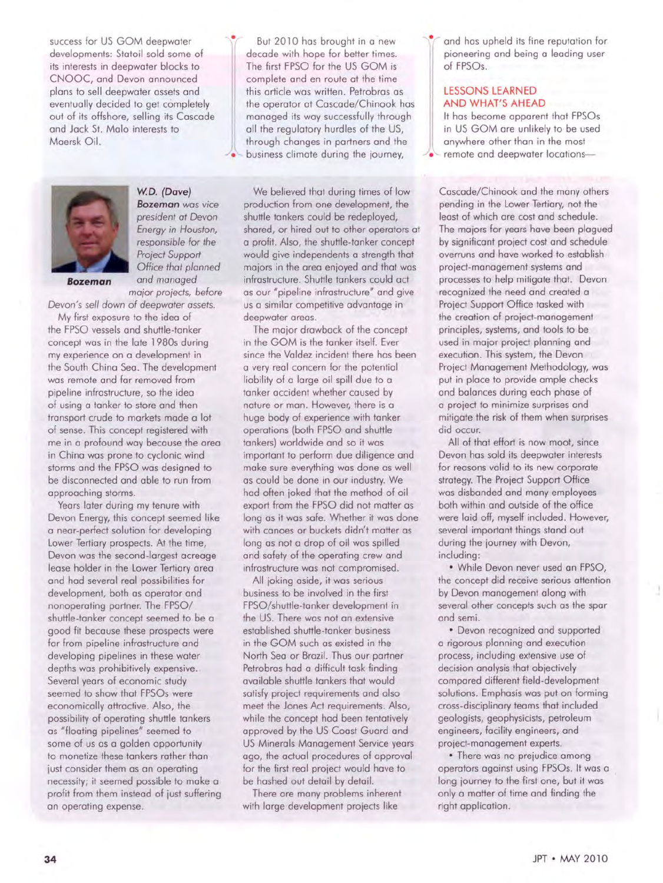success for US GOM deepwater developments: Statoil sold some of its interests in deepwater blocks to CNOOC, and Devon announced plans to sell deepwater assets and eventually decided to get completely out of its offshore, selling its Cascade and Jack St. Malo interests to Maersk Oil.

But 2010 has brought in a new decade with hope for better times. The first FPSO for the US GOM is complete and en route at the time this article was written. Petrobras as the operator at Cascade/Chinook has managed its way successfully through all the regulatory hurdles of the US, through changes in partners and the business climate during the journey, and has upheld its fine reputation for pioneering and being a leading user of FPSOs.

## LESSONS LEARNED AND WHAT'S AHEAD

It has become apparent that FPSOs in US GOM are unlikely to be used anywhere other than in the most remote and deepwater locations—

***W.D. (Dave) Bozeman** was vice president at Devon Energy in Houston, responsible for the Project Support Office that planned and managed major projects, before Devon's sell down of deepwater assets.*

**Bozeman**

My first exposure to the idea of the FPSO vessels and shuttle-tanker concept was in the late 1980s during my experience on a development in the South China Sea. The development was remote and far removed from pipeline infrastructure, so the idea of using a tanker to store and then transport crude to markets made a lot of sense. This concept registered with me in a profound way because the area in China was prone to cyclonic wind storms and the FPSO was designed to be disconnected and able to run from approaching storms.

Years later during my tenure with Devon Energy, this concept seemed like a near-perfect solution for developing Lower Tertiary prospects. At the time, Devon was the second-largest acreage lease holder in the Lower Tertiary area and had several real possibilities for development, both as operator and nonoperating partner. The FPSO/shuttle-tanker concept seemed to be a good fit because these prospects were far from pipeline infrastructure and developing pipelines in these water depths was prohibitively expensive. Several years of economic study seemed to show that FPSOs were economically attractive. Also, the possibility of operating shuttle tankers as "floating pipelines" seemed to some of us as a golden opportunity to monetize these tankers rather than just consider them as an operating necessity; it seemed possible to make a profit from them instead of just suffering an operating expense.

We believed that during times of low production from one development, the shuttle tankers could be redeployed, shared, or hired out to other operators at a profit. Also, the shuttle-tanker concept would give independents a strength that majors in the area enjoyed and that was infrastructure. Shuttle tankers could act as our "pipeline infrastructure" and give us a similar competitive advantage in deepwater areas.

The major drawback of the concept in the GOM is the tanker itself. Ever since the Valdez incident there has been a very real concern for the potential liability of a large oil spill due to a tanker accident whether caused by nature or man. However, there is a huge body of experience with tanker operations (both FPSO and shuttle tankers) worldwide and so it was important to perform due diligence and make sure everything was done as well as could be done in our industry. We had often joked that the method of oil export from the FPSO did not matter as long as it was safe. Whether it was done with canoes or buckets didn't matter as long as not a drop of oil was spilled and safety of the operating crew and infrastructure was not compromised.

All joking aside, it was serious business to be involved in the first FPSO/shuttle-tanker development in the US. There was not an extensive established shuttle-tanker business in the GOM such as existed in the North Sea or Brazil. Thus our partner Petrobras had a difficult task finding available shuttle tankers that would satisfy project requirements and also meet the Jones Act requirements. Also, while the concept had been tentatively approved by the US Coast Guard and US Minerals Management Service years ago, the actual procedures of approval for the first real project would have to be hashed out detail by detail.

There are many problems inherent with large development projects like Cascade/Chinook and the many others pending in the Lower Tertiary, not the least of which are cost and schedule. The majors for years have been plagued by significant project cost and schedule overruns and have worked to establish project-management systems and processes to help mitigate that. Devon recognized the need and created a Project Support Office tasked with the creation of project-management principles, systems, and tools to be used in major project planning and execution. This system, the Devon Project Management Methodology, was put in place to provide ample checks and balances during each phase of a project to minimize surprises and mitigate the risk of them when surprises did occur.

All of that effort is now moot, since Devon has sold its deepwater interests for reasons valid to its new corporate strategy. The Project Support Office was disbanded and many employees both within and outside of the office were laid off, myself included. However, several important things stand out during the journey with Devon, including:

- While Devon never used an FPSO, the concept did receive serious attention by Devon management along with several other concepts such as the spar and semi.
- Devon recognized and supported a rigorous planning and execution process, including extensive use of decision analysis that objectively compared different field-development solutions. Emphasis was put on forming cross-disciplinary teams that included geologists, geophysicists, petroleum engineers, facility engineers, and project-management experts.
- There was no prejudice among operators against using FPSOs. It was a long journey to the first one, but it was only a matter of time and finding the right application.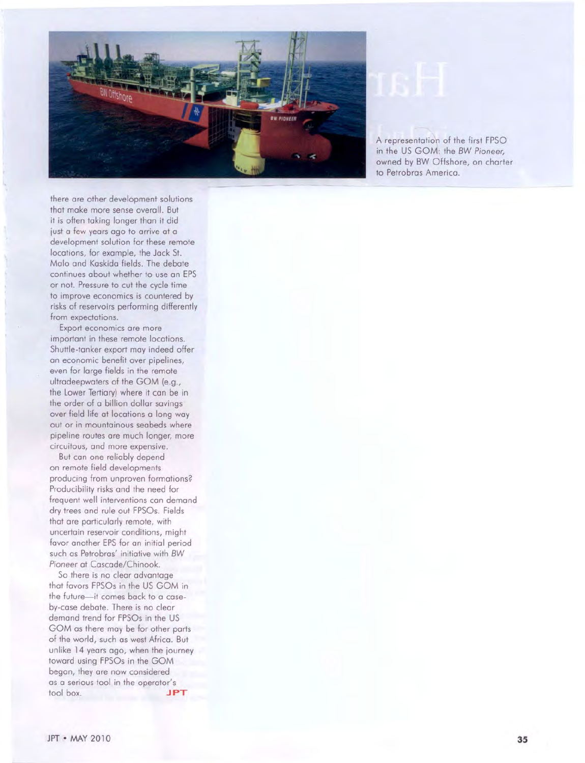A representation of the first FPSO in the US GOM: the *BW Pioneer,* owned by BW Offshore, on charter to Petrobras America.

there are other development solutions that make more sense overall. But it is often taking longer than it did just a few years ago to arrive at a development solution for these remote locations, for example, the Jack St. Malo and Kaskida fields. The debate continues about whether to use an EPS or not. Pressure to cut the cycle time to improve economics is countered by risks of reservoirs performing differently from expectations.

Export economics are more important in these remote locations. Shuttle-tanker export may indeed offer an economic benefit over pipelines, even for large fields in the remote ultradeepwaters of the GOM (e.g., the Lower Tertiary) where it can be in the order of a billion dollar savings over field life at locations a long way out or in mountainous seabeds where pipeline routes are much longer, more circuitous, and more expensive.

But can one reliably depend on remote field developments producing from unproven formations? Producibility risks and the need for frequent well interventions can demand dry trees and rule out FPSOs. Fields that are particularly remote, with uncertain reservoir conditions, might favor another EPS for an initial period such as Petrobras' initiative with *BW Pioneer* at Cascade/Chinook.

So there is no clear advantage that favors FPSOs in the US GOM in the future—it comes back to a case-by-case debate. There is no clear demand trend for FPSOs in the US GOM as there may be for other parts of the world, such as west Africa. But unlike 14 years ago, when the journey toward using FPSOs in the GOM began, they are now considered as a serious tool in the operator's tool box. **JPT**